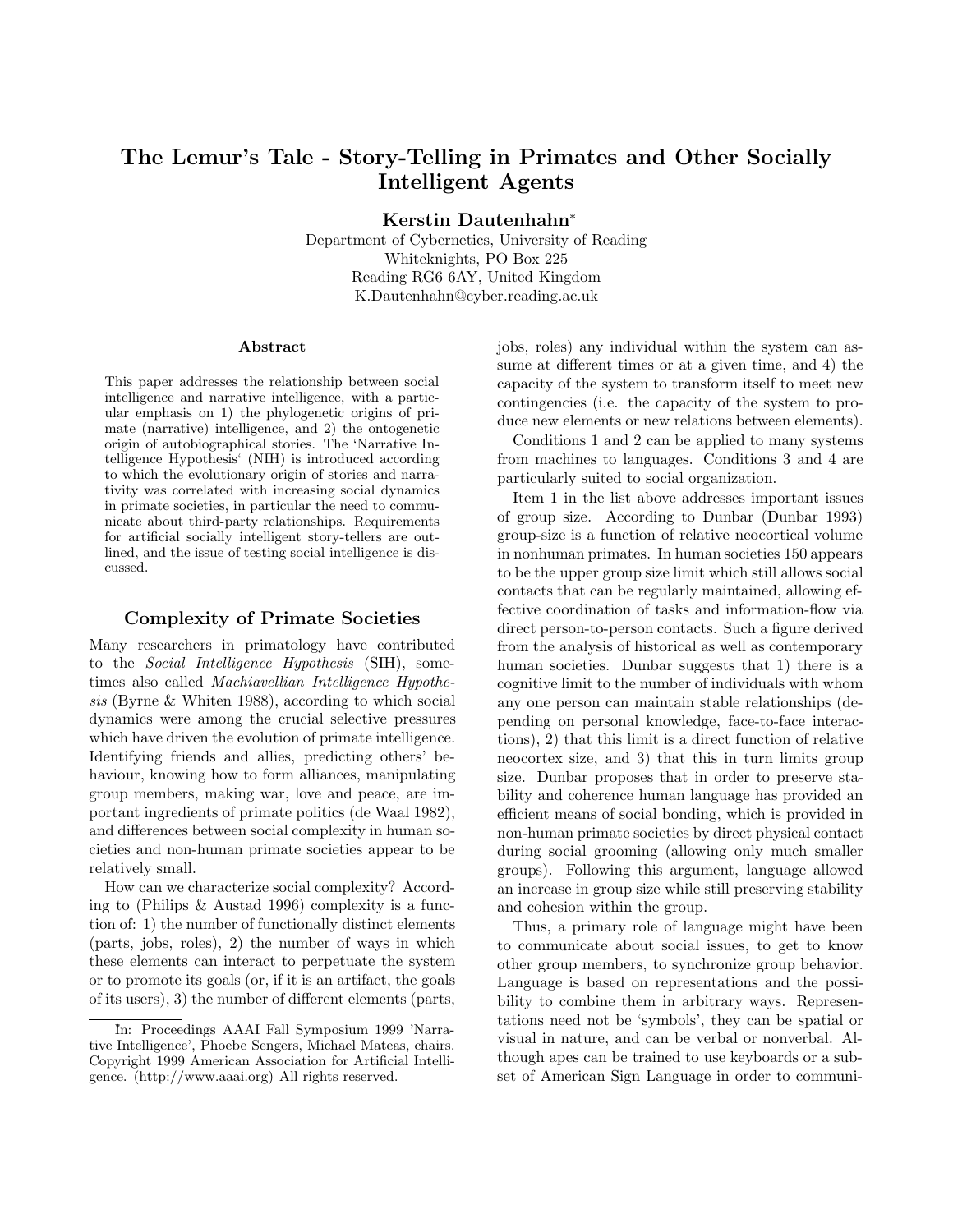# The Lemur's Tale - Story-Telling in Primates and Other Socially Intelligent Agents

**Kerstin Dautenhahn***

Department of Cybernetics, University of Reading
Whiteknights, PO Box 225
Reading RG6 6AY, United Kingdom
K.Dautenhahn@cyber.reading.ac.uk

### Abstract

This paper addresses the relationship between social intelligence and narrative intelligence, with a particular emphasis on 1) the phylogenetic origins of primate (narrative) intelligence, and 2) the ontogenetic origin of autobiographical stories. The 'Narrative Intelligence Hypothesis' (NIH) is introduced according to which the evolutionary origin of stories and narrativity was correlated with increasing social dynamics in primate societies, in particular the need to communicate about third-party relationships. Requirements for artificial socially intelligent story-tellers are outlined, and the issue of testing social intelligence is discussed.

## Complexity of Primate Societies

Many researchers in primatology have contributed to the *Social Intelligence Hypothesis* (SIH), sometimes also called *Machiavellian Intelligence Hypothesis* (Byrne & Whiten 1988), according to which social dynamics were among the crucial selective pressures which have driven the evolution of primate intelligence. Identifying friends and allies, predicting others' behaviour, knowing how to form alliances, manipulating group members, making war, love and peace, are important ingredients of primate politics (de Waal 1982), and differences between social complexity in human societies and non-human primate societies appear to be relatively small.

How can we characterize social complexity? According to (Philips & Austad 1996) complexity is a function of: 1) the number of functionally distinct elements (parts, jobs, roles), 2) the number of ways in which these elements can interact to perpetuate the system or to promote its goals (or, if it is an artifact, the goals of its users), 3) the number of different elements (parts, jobs, roles) any individual within the system can assume at different times or at a given time, and 4) the capacity of the system to transform itself to meet new contingencies (i.e. the capacity of the system to produce new elements or new relations between elements).

Conditions 1 and 2 can be applied to many systems from machines to languages. Conditions 3 and 4 are particularly suited to social organization.

Item 1 in the list above addresses important issues of group size. According to Dunbar (Dunbar 1993) group-size is a function of relative neocortical volume in nonhuman primates. In human societies 150 appears to be the upper group size limit which still allows social contacts that can be regularly maintained, allowing effective coordination of tasks and information-flow via direct person-to-person contacts. Such a figure derived from the analysis of historical as well as contemporary human societies. Dunbar suggests that 1) there is a cognitive limit to the number of individuals with whom any one person can maintain stable relationships (depending on personal knowledge, face-to-face interactions), 2) that this limit is a direct function of relative neocortex size, and 3) that this in turn limits group size. Dunbar proposes that in order to preserve stability and coherence human language has provided an efficient means of social bonding, which is provided in non-human primate societies by direct physical contact during social grooming (allowing only much smaller groups). Following this argument, language allowed an increase in group size while still preserving stability and cohesion within the group.

Thus, a primary role of language might have been to communicate about social issues, to get to know other group members, to synchronize group behavior. Language is based on representations and the possibility to combine them in arbitrary ways. Representations need not be 'symbols', they can be spatial or visual in nature, and can be verbal or nonverbal. Although apes can be trained to use keyboards or a subset of American Sign Language in order to communi-

---

*In: Proceedings AAAI Fall Symposium 1999 'Narrative Intelligence', Phoebe Sengers, Michael Mateas, chairs. Copyright 1999 American Association for Artificial Intelligence. (http://www.aaai.org) All rights reserved.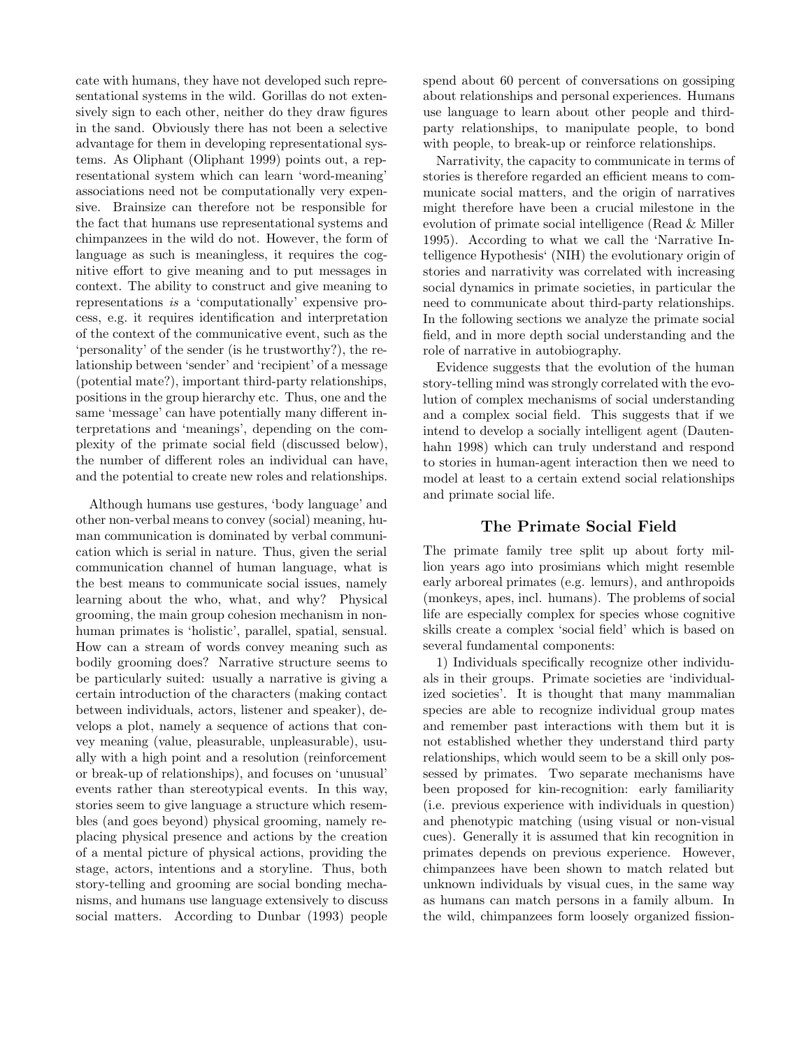cate with humans, they have not developed such representational systems in the wild. Gorillas do not extensively sign to each other, neither do they draw figures in the sand. Obviously there has not been a selective advantage for them in developing representational systems. As Oliphant (Oliphant 1999) points out, a representational system which can learn 'word-meaning' associations need not be computationally very expensive. Brainsize can therefore not be responsible for the fact that humans use representational systems and chimpanzees in the wild do not. However, the form of language as such is meaningless, it requires the cognitive effort to give meaning and to put messages in context. The ability to construct and give meaning to representations *is* a 'computationally' expensive process, e.g. it requires identification and interpretation of the context of the communicative event, such as the 'personality' of the sender (is he trustworthy?), the relationship between 'sender' and 'recipient' of a message (potential mate?), important third-party relationships, positions in the group hierarchy etc. Thus, one and the same 'message' can have potentially many different interpretations and 'meanings', depending on the complexity of the primate social field (discussed below), the number of different roles an individual can have, and the potential to create new roles and relationships.

Although humans use gestures, 'body language' and other non-verbal means to convey (social) meaning, human communication is dominated by verbal communication which is serial in nature. Thus, given the serial communication channel of human language, what is the best means to communicate social issues, namely learning about the who, what, and why? Physical grooming, the main group cohesion mechanism in non-human primates is 'holistic', parallel, spatial, sensual. How can a stream of words convey meaning such as bodily grooming does? Narrative structure seems to be particularly suited: usually a narrative is giving a certain introduction of the characters (making contact between individuals, actors, listener and speaker), develops a plot, namely a sequence of actions that convey meaning (value, pleasurable, unpleasurable), usually with a high point and a resolution (reinforcement or break-up of relationships), and focuses on 'unusual' events rather than stereotypical events. In this way, stories seem to give language a structure which resembles (and goes beyond) physical grooming, namely replacing physical presence and actions by the creation of a mental picture of physical actions, providing the stage, actors, intentions and a storyline. Thus, both story-telling and grooming are social bonding mechanisms, and humans use language extensively to discuss social matters. According to Dunbar (1993) people spend about 60 percent of conversations on gossiping about relationships and personal experiences. Humans use language to learn about other people and third-party relationships, to manipulate people, to bond with people, to break-up or reinforce relationships.

Narrativity, the capacity to communicate in terms of stories is therefore regarded an efficient means to communicate social matters, and the origin of narratives might therefore have been a crucial milestone in the evolution of primate social intelligence (Read & Miller 1995). According to what we call the 'Narrative Intelligence Hypothesis' (NIH) the evolutionary origin of stories and narrativity was correlated with increasing social dynamics in primate societies, in particular the need to communicate about third-party relationships. In the following sections we analyze the primate social field, and in more depth social understanding and the role of narrative in autobiography.

Evidence suggests that the evolution of the human story-telling mind was strongly correlated with the evolution of complex mechanisms of social understanding and a complex social field. This suggests that if we intend to develop a socially intelligent agent (Dautenhahn 1998) which can truly understand and respond to stories in human-agent interaction then we need to model at least to a certain extend social relationships and primate social life.

## The Primate Social Field

The primate family tree split up about forty million years ago into prosimians which might resemble early arboreal primates (e.g. lemurs), and anthropoids (monkeys, apes, incl. humans). The problems of social life are especially complex for species whose cognitive skills create a complex 'social field' which is based on several fundamental components:

1) Individuals specifically recognize other individuals in their groups. Primate societies are 'individualized societies'. It is thought that many mammalian species are able to recognize individual group mates and remember past interactions with them but it is not established whether they understand third party relationships, which would seem to be a skill only possessed by primates. Two separate mechanisms have been proposed for kin-recognition: early familiarity (i.e. previous experience with individuals in question) and phenotypic matching (using visual or non-visual cues). Generally it is assumed that kin recognition in primates depends on previous experience. However, chimpanzees have been shown to match related but unknown individuals by visual cues, in the same way as humans can match persons in a family album. In the wild, chimpanzees form loosely organized fission-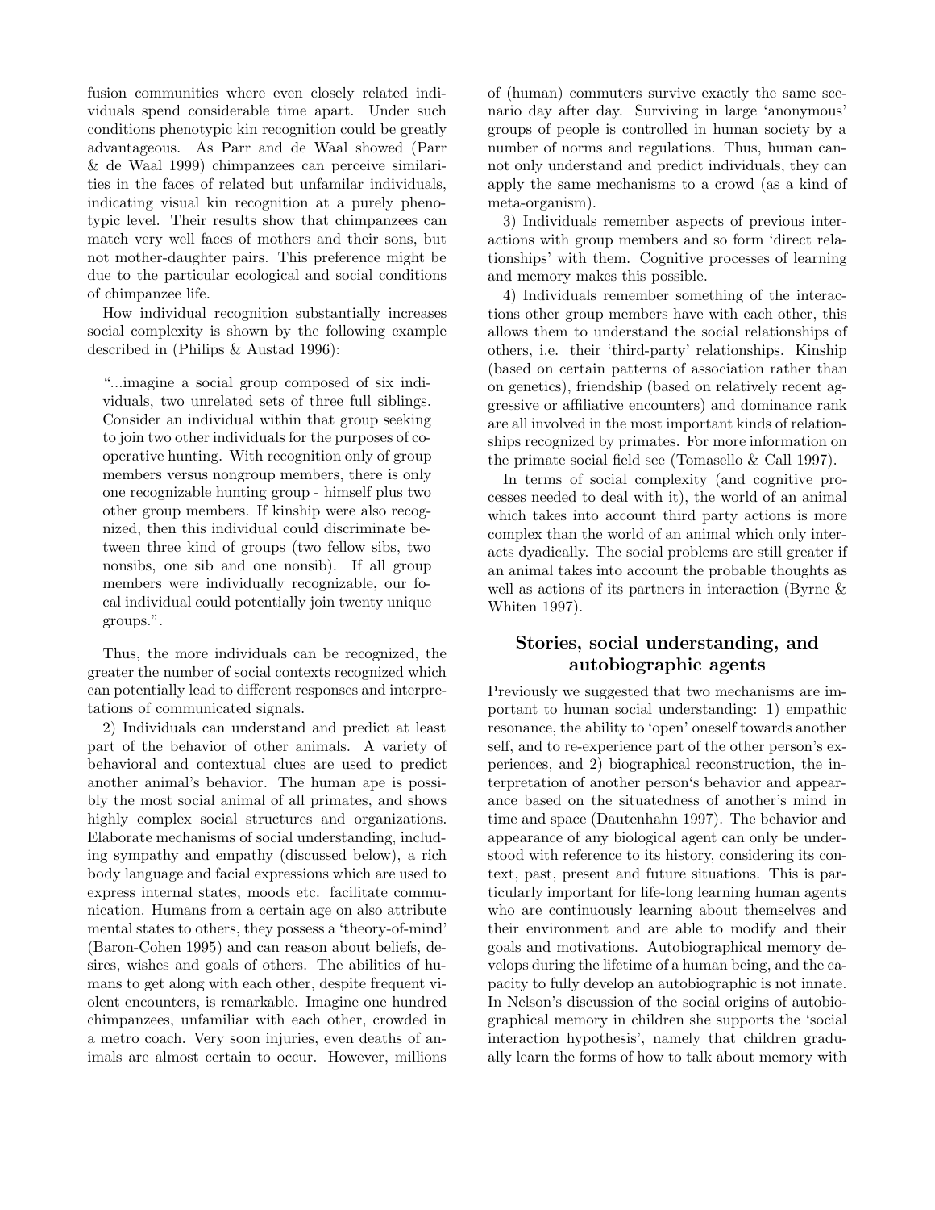fusion communities where even closely related individuals spend considerable time apart. Under such conditions phenotypic kin recognition could be greatly advantageous. As Parr and de Waal showed (Parr & de Waal 1999) chimpanzees can perceive similarities in the faces of related but unfamilar individuals, indicating visual kin recognition at a purely phenotypic level. Their results show that chimpanzees can match very well faces of mothers and their sons, but not mother-daughter pairs. This preference might be due to the particular ecological and social conditions of chimpanzee life.

How individual recognition substantially increases social complexity is shown by the following example described in (Philips & Austad 1996):

> "...imagine a social group composed of six individuals, two unrelated sets of three full siblings. Consider an individual within that group seeking to join two other individuals for the purposes of cooperative hunting. With recognition only of group members versus nongroup members, there is only one recognizable hunting group - himself plus two other group members. If kinship were also recognized, then this individual could discriminate between three kind of groups (two fellow sibs, two nonsibs, one sib and one nonsib). If all group members were individually recognizable, our focal individual could potentially join twenty unique groups.".

Thus, the more individuals can be recognized, the greater the number of social contexts recognized which can potentially lead to different responses and interpretations of communicated signals.

2) Individuals can understand and predict at least part of the behavior of other animals. A variety of behavioral and contextual clues are used to predict another animal's behavior. The human ape is possibly the most social animal of all primates, and shows highly complex social structures and organizations. Elaborate mechanisms of social understanding, including sympathy and empathy (discussed below), a rich body language and facial expressions which are used to express internal states, moods etc. facilitate communication. Humans from a certain age on also attribute mental states to others, they possess a 'theory-of-mind' (Baron-Cohen 1995) and can reason about beliefs, desires, wishes and goals of others. The abilities of humans to get along with each other, despite frequent violent encounters, is remarkable. Imagine one hundred chimpanzees, unfamiliar with each other, crowded in a metro coach. Very soon injuries, even deaths of animals are almost certain to occur. However, millions of (human) commuters survive exactly the same scenario day after day. Surviving in large 'anonymous' groups of people is controlled in human society by a number of norms and regulations. Thus, human cannot only understand and predict individuals, they can apply the same mechanisms to a crowd (as a kind of meta-organism).

3) Individuals remember aspects of previous interactions with group members and so form 'direct relationships' with them. Cognitive processes of learning and memory makes this possible.

4) Individuals remember something of the interactions other group members have with each other, this allows them to understand the social relationships of others, i.e. their 'third-party' relationships. Kinship (based on certain patterns of association rather than on genetics), friendship (based on relatively recent aggressive or affiliative encounters) and dominance rank are all involved in the most important kinds of relationships recognized by primates. For more information on the primate social field see (Tomasello & Call 1997).

In terms of social complexity (and cognitive processes needed to deal with it), the world of an animal which takes into account third party actions is more complex than the world of an animal which only interacts dyadically. The social problems are still greater if an animal takes into account the probable thoughts as well as actions of its partners in interaction (Byrne & Whiten 1997).

## Stories, social understanding, and autobiographic agents

Previously we suggested that two mechanisms are important to human social understanding: 1) empathic resonance, the ability to 'open' oneself towards another self, and to re-experience part of the other person's experiences, and 2) biographical reconstruction, the interpretation of another person's behavior and appearance based on the situatedness of another's mind in time and space (Dautenhahn 1997). The behavior and appearance of any biological agent can only be understood with reference to its history, considering its context, past, present and future situations. This is particularly important for life-long learning human agents who are continuously learning about themselves and their environment and are able to modify and their goals and motivations. Autobiographical memory develops during the lifetime of a human being, and the capacity to fully develop an autobiographic is not innate. In Nelson's discussion of the social origins of autobiographical memory in children she supports the 'social interaction hypothesis', namely that children gradually learn the forms of how to talk about memory with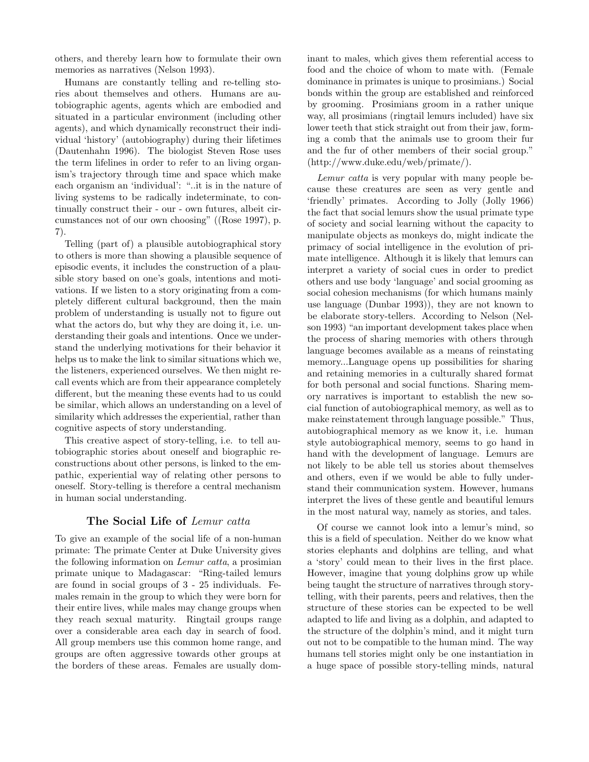others, and thereby learn how to formulate their own memories as narratives (Nelson 1993).

Humans are constantly telling and re-telling stories about themselves and others. Humans are autobiographic agents, agents which are embodied and situated in a particular environment (including other agents), and which dynamically reconstruct their individual 'history' (autobiography) during their lifetimes (Dautenhahn 1996). The biologist Steven Rose uses the term lifelines in order to refer to an living organism's trajectory through time and space which make each organism an 'individual': "..it is in the nature of living systems to be radically indeterminate, to continually construct their - our - own futures, albeit circumstances not of our own choosing" ((Rose 1997), p. 7).

Telling (part of) a plausible autobiographical story to others is more than showing a plausible sequence of episodic events, it includes the construction of a plausible story based on one's goals, intentions and motivations. If we listen to a story originating from a completely different cultural background, then the main problem of understanding is usually not to figure out what the actors do, but why they are doing it, i.e. understanding their goals and intentions. Once we understand the underlying motivations for their behavior it helps us to make the link to similar situations which we, the listeners, experienced ourselves. We then might recall events which are from their appearance completely different, but the meaning these events had to us could be similar, which allows an understanding on a level of similarity which addresses the experiential, rather than cognitive aspects of story understanding.

This creative aspect of story-telling, i.e. to tell autobiographic stories about oneself and biographic reconstructions about other persons, is linked to the empathic, experiential way of relating other persons to oneself. Story-telling is therefore a central mechanism in human social understanding.

## The Social Life of *Lemur catta*

To give an example of the social life of a non-human primate: The primate Center at Duke University gives the following information on *Lemur catta*, a prosimian primate unique to Madagascar: "Ring-tailed lemurs are found in social groups of 3 - 25 individuals. Females remain in the group to which they were born for their entire lives, while males may change groups when they reach sexual maturity. Ringtail groups range over a considerable area each day in search of food. All group members use this common home range, and groups are often aggressive towards other groups at the borders of these areas. Females are usually dominant to males, which gives them referential access to food and the choice of whom to mate with. (Female dominance in primates is unique to prosimians.) Social bonds within the group are established and reinforced by grooming. Prosimians groom in a rather unique way, all prosimians (ringtail lemurs included) have six lower teeth that stick straight out from their jaw, forming a comb that the animals use to groom their fur and the fur of other members of their social group." (http://www.duke.edu/web/primate/).

*Lemur catta* is very popular with many people because these creatures are seen as very gentle and 'friendly' primates. According to Jolly (Jolly 1966) the fact that social lemurs show the usual primate type of society and social learning without the capacity to manipulate objects as monkeys do, might indicate the primacy of social intelligence in the evolution of primate intelligence. Although it is likely that lemurs can interpret a variety of social cues in order to predict others and use body 'language' and social grooming as social cohesion mechanisms (for which humans mainly use language (Dunbar 1993)), they are not known to be elaborate story-tellers. According to Nelson (Nelson 1993) "an important development takes place when the process of sharing memories with others through language becomes available as a means of reinstating memory...Language opens up possibilities for sharing and retaining memories in a culturally shared format for both personal and social functions. Sharing memory narratives is important to establish the new social function of autobiographical memory, as well as to make reinstatement through language possible." Thus, autobiographical memory as we know it, i.e. human style autobiographical memory, seems to go hand in hand with the development of language. Lemurs are not likely to be able tell us stories about themselves and others, even if we would be able to fully understand their communication system. However, humans interpret the lives of these gentle and beautiful lemurs in the most natural way, namely as stories, and tales.

Of course we cannot look into a lemur's mind, so this is a field of speculation. Neither do we know what stories elephants and dolphins are telling, and what a 'story' could mean to their lives in the first place. However, imagine that young dolphins grow up while being taught the structure of narratives through story-telling, with their parents, peers and relatives, then the structure of these stories can be expected to be well adapted to life and living as a dolphin, and adapted to the structure of the dolphin's mind, and it might turn out not to be compatible to the human mind. The way humans tell stories might only be one instantiation in a huge space of possible story-telling minds, natural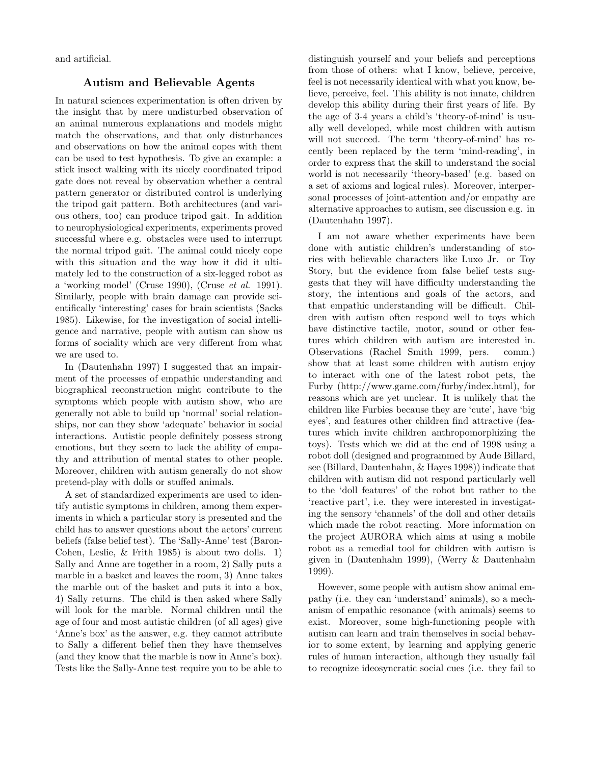and artificial.

## Autism and Believable Agents

In natural sciences experimentation is often driven by the insight that by mere undisturbed observation of an animal numerous explanations and models might match the observations, and that only disturbances and observations on how the animal copes with them can be used to test hypothesis. To give an example: a stick insect walking with its nicely coordinated tripod gate does not reveal by observation whether a central pattern generator or distributed control is underlying the tripod gait pattern. Both architectures (and various others, too) can produce tripod gait. In addition to neurophysiological experiments, experiments proved successful where e.g. obstacles were used to interrupt the normal tripod gait. The animal could nicely cope with this situation and the way how it did it ultimately led to the construction of a six-legged robot as a 'working model' (Cruse 1990), (Cruse *et al.* 1991). Similarly, people with brain damage can provide scientifically 'interesting' cases for brain scientists (Sacks 1985). Likewise, for the investigation of social intelligence and narrative, people with autism can show us forms of sociality which are very different from what we are used to.

In (Dautenhahn 1997) I suggested that an impairment of the processes of empathic understanding and biographical reconstruction might contribute to the symptoms which people with autism show, who are generally not able to build up 'normal' social relationships, nor can they show 'adequate' behavior in social interactions. Autistic people definitely possess strong emotions, but they seem to lack the ability of empathy and attribution of mental states to other people. Moreover, children with autism generally do not show pretend-play with dolls or stuffed animals.

A set of standardized experiments are used to identify autistic symptoms in children, among them experiments in which a particular story is presented and the child has to answer questions about the actors' current beliefs (false belief test). The 'Sally-Anne' test (Baron-Cohen, Leslie, & Frith 1985) is about two dolls. 1) Sally and Anne are together in a room, 2) Sally puts a marble in a basket and leaves the room, 3) Anne takes the marble out of the basket and puts it into a box, 4) Sally returns. The child is then asked where Sally will look for the marble. Normal children until the age of four and most autistic children (of all ages) give 'Anne's box' as the answer, e.g. they cannot attribute to Sally a different belief then they have themselves (and they know that the marble is now in Anne's box). Tests like the Sally-Anne test require you to be able to distinguish yourself and your beliefs and perceptions from those of others: what I know, believe, perceive, feel is not necessarily identical with what you know, believe, perceive, feel. This ability is not innate, children develop this ability during their first years of life. By the age of 3-4 years a child's 'theory-of-mind' is usually well developed, while most children with autism will not succeed. The term 'theory-of-mind' has recently been replaced by the term 'mind-reading', in order to express that the skill to understand the social world is not necessarily 'theory-based' (e.g. based on a set of axioms and logical rules). Moreover, interpersonal processes of joint-attention and/or empathy are alternative approaches to autism, see discussion e.g. in (Dautenhahn 1997).

I am not aware whether experiments have been done with autistic children's understanding of stories with believable characters like Luxo Jr. or Toy Story, but the evidence from false belief tests suggests that they will have difficulty understanding the story, the intentions and goals of the actors, and that empathic understanding will be difficult. Children with autism often respond well to toys which have distinctive tactile, motor, sound or other features which children with autism are interested in. Observations (Rachel Smith 1999, pers. comm.) show that at least some children with autism enjoy to interact with one of the latest robot pets, the Furby (http://www.game.com/furby/index.html), for reasons which are yet unclear. It is unlikely that the children like Furbies because they are 'cute', have 'big eyes', and features other children find attractive (features which invite children anthropomorphizing the toys). Tests which we did at the end of 1998 using a robot doll (designed and programmed by Aude Billard, see (Billard, Dautenhahn, & Hayes 1998)) indicate that children with autism did not respond particularly well to the 'doll features' of the robot but rather to the 'reactive part', i.e. they were interested in investigating the sensory 'channels' of the doll and other details which made the robot reacting. More information on the project AURORA which aims at using a mobile robot as a remedial tool for children with autism is given in (Dautenhahn 1999), (Werry & Dautenhahn 1999).

However, some people with autism show animal empathy (i.e. they can 'understand' animals), so a mechanism of empathic resonance (with animals) seems to exist. Moreover, some high-functioning people with autism can learn and train themselves in social behavior to some extent, by learning and applying generic rules of human interaction, although they usually fail to recognize ideosyncratic social cues (i.e. they fail to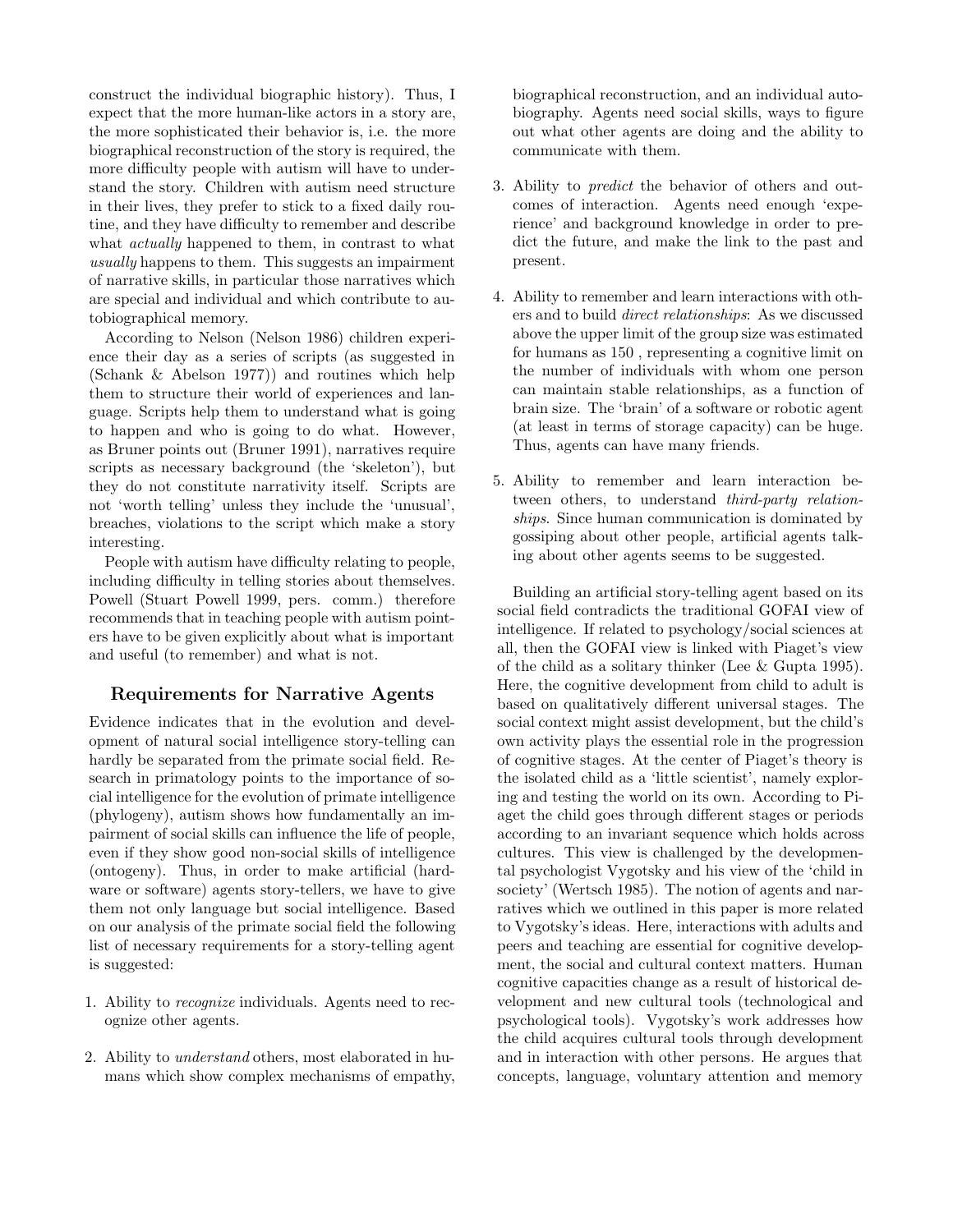construct the individual biographic history). Thus, I expect that the more human-like actors in a story are, the more sophisticated their behavior is, i.e. the more biographical reconstruction of the story is required, the more difficulty people with autism will have to understand the story. Children with autism need structure in their lives, they prefer to stick to a fixed daily routine, and they have difficulty to remember and describe what *actually* happened to them, in contrast to what *usually* happens to them. This suggests an impairment of narrative skills, in particular those narratives which are special and individual and which contribute to autobiographical memory.

According to Nelson (Nelson 1986) children experience their day as a series of scripts (as suggested in (Schank & Abelson 1977)) and routines which help them to structure their world of experiences and language. Scripts help them to understand what is going to happen and who is going to do what. However, as Bruner points out (Bruner 1991), narratives require scripts as necessary background (the 'skeleton'), but they do not constitute narrativity itself. Scripts are not 'worth telling' unless they include the 'unusual', breaches, violations to the script which make a story interesting.

People with autism have difficulty relating to people, including difficulty in telling stories about themselves. Powell (Stuart Powell 1999, pers. comm.) therefore recommends that in teaching people with autism pointers have to be given explicitly about what is important and useful (to remember) and what is not.

## Requirements for Narrative Agents

Evidence indicates that in the evolution and development of natural social intelligence story-telling can hardly be separated from the primate social field. Research in primatology points to the importance of social intelligence for the evolution of primate intelligence (phylogeny), autism shows how fundamentally an impairment of social skills can influence the life of people, even if they show good non-social skills of intelligence (ontogeny). Thus, in order to make artificial (hardware or software) agents story-tellers, we have to give them not only language but social intelligence. Based on our analysis of the primate social field the following list of necessary requirements for a story-telling agent is suggested:

1. Ability to *recognize* individuals. Agents need to recognize other agents.
2. Ability to *understand* others, most elaborated in humans which show complex mechanisms of empathy, biographical reconstruction, and an individual autobiography. Agents need social skills, ways to figure out what other agents are doing and the ability to communicate with them.
3. Ability to *predict* the behavior of others and outcomes of interaction. Agents need enough 'experience' and background knowledge in order to predict the future, and make the link to the past and present.
4. Ability to remember and learn interactions with others and to build *direct relationships*: As we discussed above the upper limit of the group size was estimated for humans as 150 , representing a cognitive limit on the number of individuals with whom one person can maintain stable relationships, as a function of brain size. The 'brain' of a software or robotic agent (at least in terms of storage capacity) can be huge. Thus, agents can have many friends.
5. Ability to remember and learn interaction between others, to understand *third-party relationships*. Since human communication is dominated by gossiping about other people, artificial agents talking about other agents seems to be suggested.

Building an artificial story-telling agent based on its social field contradicts the traditional GOFAI view of intelligence. If related to psychology/social sciences at all, then the GOFAI view is linked with Piaget's view of the child as a solitary thinker (Lee & Gupta 1995). Here, the cognitive development from child to adult is based on qualitatively different universal stages. The social context might assist development, but the child's own activity plays the essential role in the progression of cognitive stages. At the center of Piaget's theory is the isolated child as a 'little scientist', namely exploring and testing the world on its own. According to Piaget the child goes through different stages or periods according to an invariant sequence which holds across cultures. This view is challenged by the developmental psychologist Vygotsky and his view of the 'child in society' (Wertsch 1985). The notion of agents and narratives which we outlined in this paper is more related to Vygotsky's ideas. Here, interactions with adults and peers and teaching are essential for cognitive development, the social and cultural context matters. Human cognitive capacities change as a result of historical development and new cultural tools (technological and psychological tools). Vygotsky's work addresses how the child acquires cultural tools through development and in interaction with other persons. He argues that concepts, language, voluntary attention and memory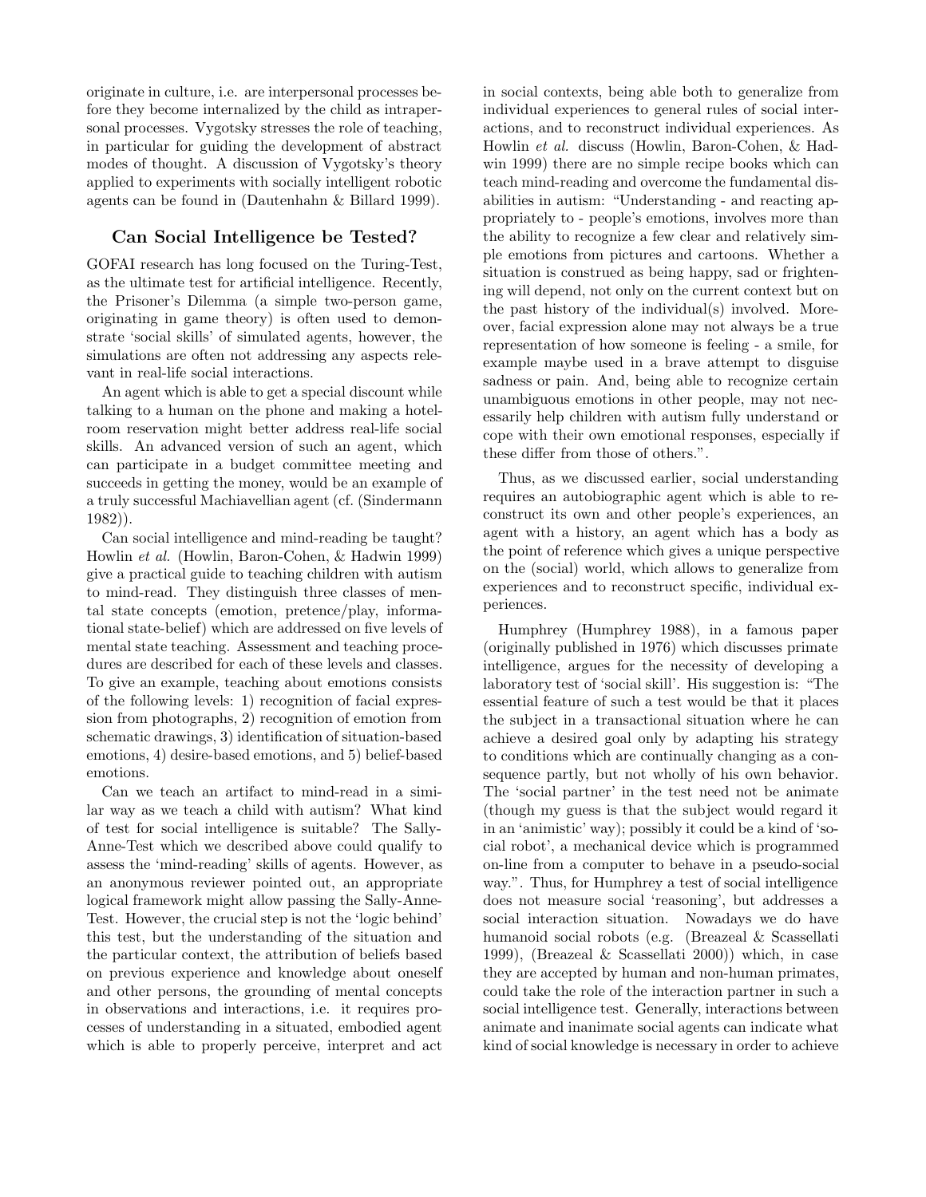originate in culture, i.e. are interpersonal processes before they become internalized by the child as intrapersonal processes. Vygotsky stresses the role of teaching, in particular for guiding the development of abstract modes of thought. A discussion of Vygotsky's theory applied to experiments with socially intelligent robotic agents can be found in (Dautenhahn & Billard 1999).

## Can Social Intelligence be Tested?

GOFAI research has long focused on the Turing-Test, as the ultimate test for artificial intelligence. Recently, the Prisoner's Dilemma (a simple two-person game, originating in game theory) is often used to demonstrate 'social skills' of simulated agents, however, the simulations are often not addressing any aspects relevant in real-life social interactions.

An agent which is able to get a special discount while talking to a human on the phone and making a hotel-room reservation might better address real-life social skills. An advanced version of such an agent, which can participate in a budget committee meeting and succeeds in getting the money, would be an example of a truly successful Machiavellian agent (cf. (Sindermann 1982)).

Can social intelligence and mind-reading be taught? Howlin *et al.* (Howlin, Baron-Cohen, & Hadwin 1999) give a practical guide to teaching children with autism to mind-read. They distinguish three classes of mental state concepts (emotion, pretence/play, informational state-belief) which are addressed on five levels of mental state teaching. Assessment and teaching procedures are described for each of these levels and classes. To give an example, teaching about emotions consists of the following levels: 1) recognition of facial expression from photographs, 2) recognition of emotion from schematic drawings, 3) identification of situation-based emotions, 4) desire-based emotions, and 5) belief-based emotions.

Can we teach an artifact to mind-read in a similar way as we teach a child with autism? What kind of test for social intelligence is suitable? The Sally-Anne-Test which we described above could qualify to assess the 'mind-reading' skills of agents. However, as an anonymous reviewer pointed out, an appropriate logical framework might allow passing the Sally-Anne-Test. However, the crucial step is not the 'logic behind' this test, but the understanding of the situation and the particular context, the attribution of beliefs based on previous experience and knowledge about oneself and other persons, the grounding of mental concepts in observations and interactions, i.e. it requires processes of understanding in a situated, embodied agent which is able to properly perceive, interpret and act in social contexts, being able both to generalize from individual experiences to general rules of social interactions, and to reconstruct individual experiences. As Howlin *et al.* discuss (Howlin, Baron-Cohen, & Hadwin 1999) there are no simple recipe books which can teach mind-reading and overcome the fundamental disabilities in autism: "Understanding - and reacting appropriately to - people's emotions, involves more than the ability to recognize a few clear and relatively simple emotions from pictures and cartoons. Whether a situation is construed as being happy, sad or frightening will depend, not only on the current context but on the past history of the individual(s) involved. Moreover, facial expression alone may not always be a true representation of how someone is feeling - a smile, for example maybe used in a brave attempt to disguise sadness or pain. And, being able to recognize certain unambiguous emotions in other people, may not necessarily help children with autism fully understand or cope with their own emotional responses, especially if these differ from those of others.".

Thus, as we discussed earlier, social understanding requires an autobiographic agent which is able to reconstruct its own and other people's experiences, an agent with a history, an agent which has a body as the point of reference which gives a unique perspective on the (social) world, which allows to generalize from experiences and to reconstruct specific, individual experiences.

Humphrey (Humphrey 1988), in a famous paper (originally published in 1976) which discusses primate intelligence, argues for the necessity of developing a laboratory test of 'social skill'. His suggestion is: "The essential feature of such a test would be that it places the subject in a transactional situation where he can achieve a desired goal only by adapting his strategy to conditions which are continually changing as a consequence partly, but not wholly of his own behavior. The 'social partner' in the test need not be animate (though my guess is that the subject would regard it in an 'animistic' way); possibly it could be a kind of 'social robot', a mechanical device which is programmed on-line from a computer to behave in a pseudo-social way.". Thus, for Humphrey a test of social intelligence does not measure social 'reasoning', but addresses a social interaction situation. Nowadays we do have humanoid social robots (e.g. (Breazeal & Scassellati 1999), (Breazeal & Scassellati 2000)) which, in case they are accepted by human and non-human primates, could take the role of the interaction partner in such a social intelligence test. Generally, interactions between animate and inanimate social agents can indicate what kind of social knowledge is necessary in order to achieve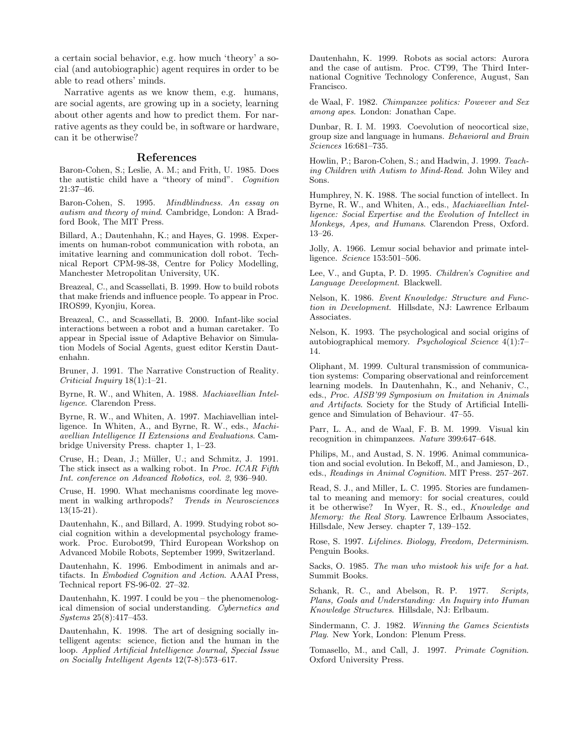a certain social behavior, e.g. how much 'theory' a social (and autobiographic) agent requires in order to be able to read others' minds.

Narrative agents as we know them, e.g. humans, are social agents, are growing up in a society, learning about other agents and how to predict them. For narrative agents as they could be, in software or hardware, can it be otherwise?

## References

Baron-Cohen, S.; Leslie, A. M.; and Frith, U. 1985. Does the autistic child have a "theory of mind". *Cognition* 21:37–46.

Baron-Cohen, S. 1995. *Mindblindness. An essay on autism and theory of mind*. Cambridge, London: A Bradford Book, The MIT Press.

Billard, A.; Dautenhahn, K.; and Hayes, G. 1998. Experiments on human-robot communication with robota, an imitative learning and communication doll robot. Technical Report CPM-98-38, Centre for Policy Modelling, Manchester Metropolitan University, UK.

Breazeal, C., and Scassellati, B. 1999. How to build robots that make friends and influence people. To appear in Proc. IROS99, Kyonjiu, Korea.

Breazeal, C., and Scassellati, B. 2000. Infant-like social interactions between a robot and a human caretaker. To appear in Special issue of Adaptive Behavior on Simulation Models of Social Agents, guest editor Kerstin Dautenhahn.

Bruner, J. 1991. The Narrative Construction of Reality. *Criticial Inquiry* 18(1):1–21.

Byrne, R. W., and Whiten, A. 1988. *Machiavellian Intelligence*. Clarendon Press.

Byrne, R. W., and Whiten, A. 1997. Machiavellian intelligence. In Whiten, A., and Byrne, R. W., eds., *Machiavellian Intelligence II Extensions and Evaluations*. Cambridge University Press. chapter 1, 1–23.

Cruse, H.; Dean, J.; Müller, U.; and Schmitz, J. 1991. The stick insect as a walking robot. In *Proc. ICAR Fifth Int. conference on Advanced Robotics, vol. 2*, 936–940.

Cruse, H. 1990. What mechanisms coordinate leg movement in walking arthropods? *Trends in Neurosciences* 13(15-21).

Dautenhahn, K., and Billard, A. 1999. Studying robot social cognition within a developmental psychology framework. Proc. Eurobot99, Third European Workshop on Advanced Mobile Robots, September 1999, Switzerland.

Dautenhahn, K. 1996. Embodiment in animals and artifacts. In *Embodied Cognition and Action*. AAAI Press, Technical report FS-96-02. 27–32.

Dautenhahn, K. 1997. I could be you – the phenomenological dimension of social understanding. *Cybernetics and Systems* 25(8):417–453.

Dautenhahn, K. 1998. The art of designing socially intelligent agents: science, fiction and the human in the loop. *Applied Artificial Intelligence Journal, Special Issue on Socially Intelligent Agents* 12(7-8):573–617.

Dautenhahn, K. 1999. Robots as social actors: Aurora and the case of autism. Proc. CT99, The Third International Cognitive Technology Conference, August, San Francisco.

de Waal, F. 1982. *Chimpanzee politics: Powever and Sex among apes*. London: Jonathan Cape.

Dunbar, R. I. M. 1993. Coevolution of neocortical size, group size and language in humans. *Behavioral and Brain Sciences* 16:681–735.

Howlin, P.; Baron-Cohen, S.; and Hadwin, J. 1999. *Teaching Children with Autism to Mind-Read*. John Wiley and Sons.

Humphrey, N. K. 1988. The social function of intellect. In Byrne, R. W., and Whiten, A., eds., *Machiavellian Intelligence: Social Expertise and the Evolution of Intellect in Monkeys, Apes, and Humans*. Clarendon Press, Oxford. 13–26.

Jolly, A. 1966. Lemur social behavior and primate intelligence. *Science* 153:501–506.

Lee, V., and Gupta, P. D. 1995. *Children's Cognitive and Language Development*. Blackwell.

Nelson, K. 1986. *Event Knowledge: Structure and Function in Development*. Hillsdate, NJ: Lawrence Erlbaum Associates.

Nelson, K. 1993. The psychological and social origins of autobiographical memory. *Psychological Science* 4(1):7–14.

Oliphant, M. 1999. Cultural transmission of communication systems: Comparing observational and reinforcement learning models. In Dautenhahn, K., and Nehaniv, C., eds., *Proc. AISB'99 Symposium on Imitation in Animals and Artifacts*. Society for the Study of Artificial Intelligence and Simulation of Behaviour. 47–55.

Parr, L. A., and de Waal, F. B. M. 1999. Visual kin recognition in chimpanzees. *Nature* 399:647–648.

Philips, M., and Austad, S. N. 1996. Animal communication and social evolution. In Bekoff, M., and Jamieson, D., eds., *Readings in Animal Cognition*. MIT Press. 257–267.

Read, S. J., and Miller, L. C. 1995. Stories are fundamental to meaning and memory: for social creatures, could it be otherwise? In Wyer, R. S., ed., *Knowledge and Memory: the Real Story*. Lawrence Erlbaum Associates, Hillsdale, New Jersey. chapter 7, 139–152.

Rose, S. 1997. *Lifelines. Biology, Freedom, Determinism*. Penguin Books.

Sacks, O. 1985. *The man who mistook his wife for a hat*. Summit Books.

Schank, R. C., and Abelson, R. P. 1977. *Scripts, Plans, Goals and Understanding: An Inquiry into Human Knowledge Structures*. Hillsdale, NJ: Erlbaum.

Sindermann, C. J. 1982. *Winning the Games Scientists Play*. New York, London: Plenum Press.

Tomasello, M., and Call, J. 1997. *Primate Cognition*. Oxford University Press.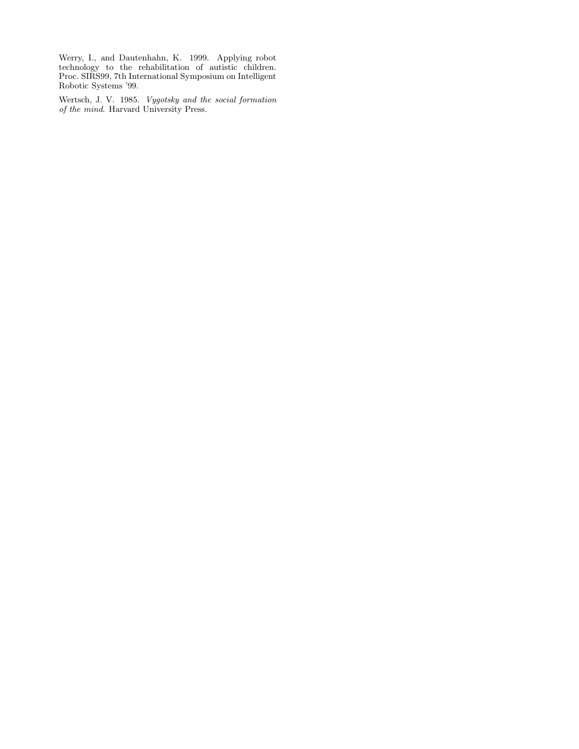Werry, I., and Dautenhahn, K. 1999. Applying robot technology to the rehabilitation of autistic children. Proc. SIRS99, 7th International Symposium on Intelligent Robotic Systems '99.

Wertsch, J. V. 1985. *Vygotsky and the social formation of the mind*. Harvard University Press.